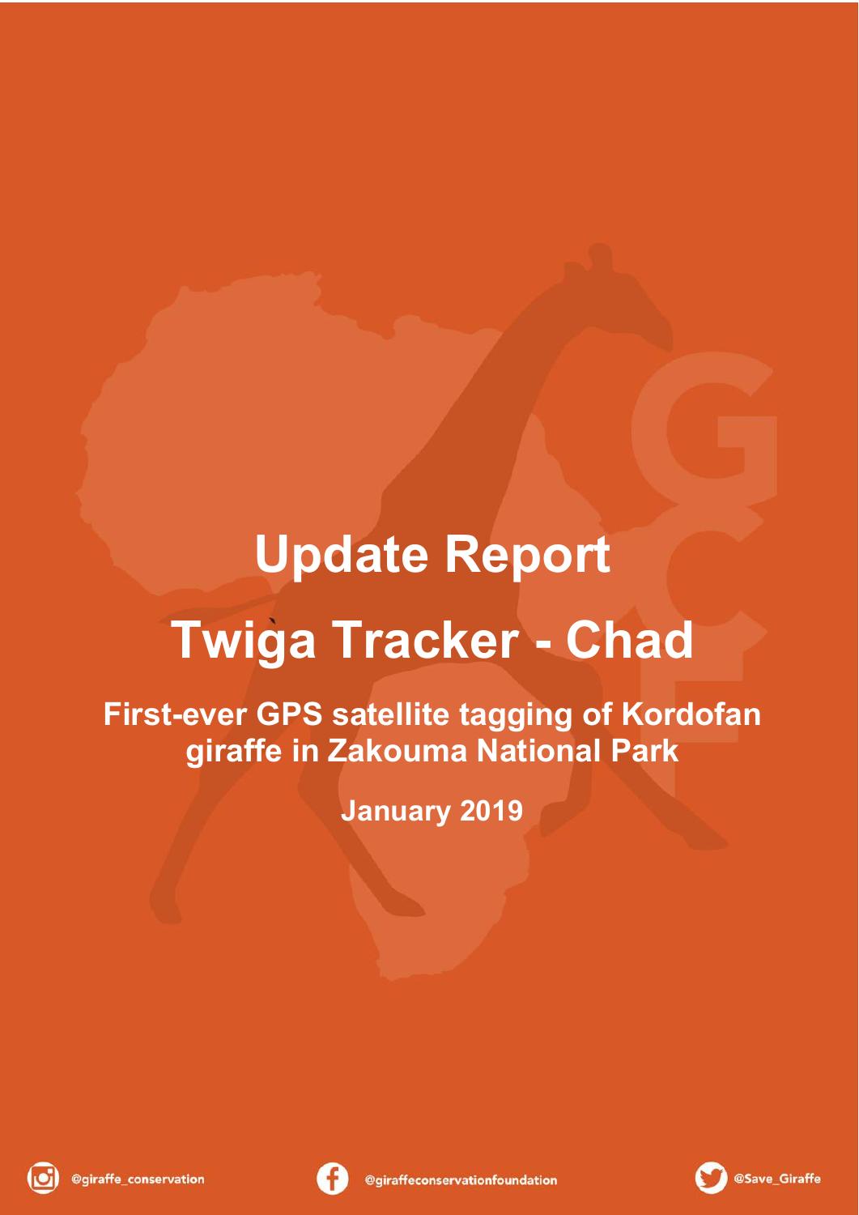# Update Report

# Twiga Tracker - Chad

## First-ever GPS satellite tagging of Kordofan giraffe in Zakouma National Park

**January 2019**

@giraffe_conservation

@giraffeconservationfoundation

@Save_Giraffe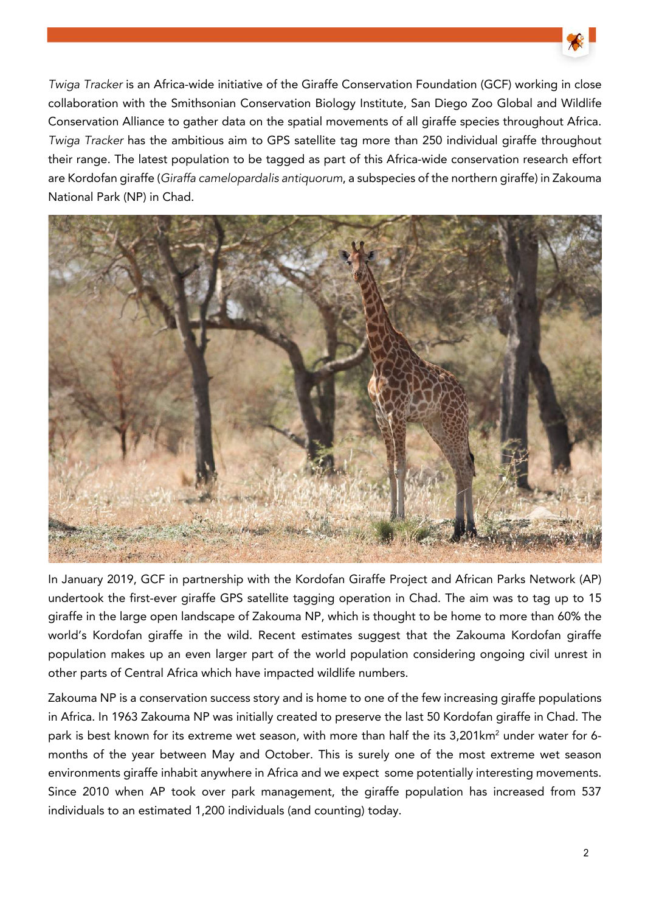*Twiga Tracker* is an Africa-wide initiative of the Giraffe Conservation Foundation (GCF) working in close collaboration with the Smithsonian Conservation Biology Institute, San Diego Zoo Global and Wildlife Conservation Alliance to gather data on the spatial movements of all giraffe species throughout Africa. *Twiga Tracker* has the ambitious aim to GPS satellite tag more than 250 individual giraffe throughout their range. The latest population to be tagged as part of this Africa-wide conservation research effort are Kordofan giraffe (*Giraffa camelopardalis antiquorum*, a subspecies of the northern giraffe) in Zakouma National Park (NP) in Chad.

In January 2019, GCF in partnership with the Kordofan Giraffe Project and African Parks Network (AP) undertook the first-ever giraffe GPS satellite tagging operation in Chad. The aim was to tag up to 15 giraffe in the large open landscape of Zakouma NP, which is thought to be home to more than 60% the world's Kordofan giraffe in the wild. Recent estimates suggest that the Zakouma Kordofan giraffe population makes up an even larger part of the world population considering ongoing civil unrest in other parts of Central Africa which have impacted wildlife numbers.

Zakouma NP is a conservation success story and is home to one of the few increasing giraffe populations in Africa. In 1963 Zakouma NP was initially created to preserve the last 50 Kordofan giraffe in Chad. The park is best known for its extreme wet season, with more than half the its 3,201km$^2$ under water for 6-months of the year between May and October. This is surely one of the most extreme wet season environments giraffe inhabit anywhere in Africa and we expect some potentially interesting movements. Since 2010 when AP took over park management, the giraffe population has increased from 537 individuals to an estimated 1,200 individuals (and counting) today.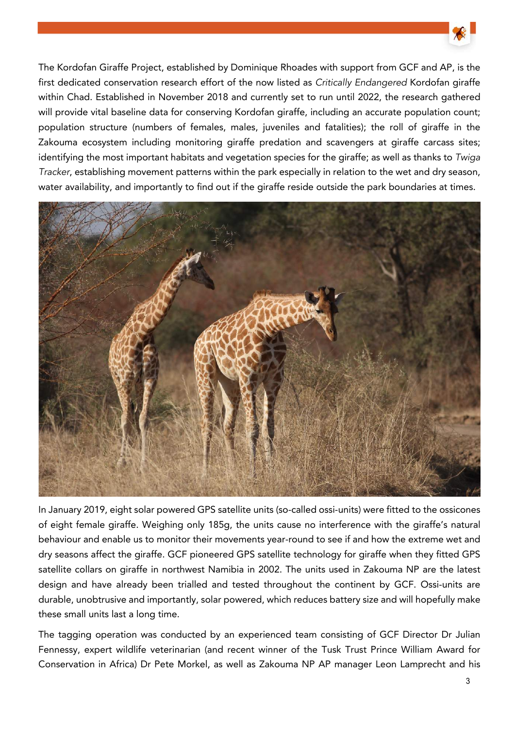The Kordofan Giraffe Project, established by Dominique Rhoades with support from GCF and AP, is the first dedicated conservation research effort of the now listed as *Critically Endangered* Kordofan giraffe within Chad. Established in November 2018 and currently set to run until 2022, the research gathered will provide vital baseline data for conserving Kordofan giraffe, including an accurate population count; population structure (numbers of females, males, juveniles and fatalities); the roll of giraffe in the Zakouma ecosystem including monitoring giraffe predation and scavengers at giraffe carcass sites; identifying the most important habitats and vegetation species for the giraffe; as well as thanks to *Twiga Tracker*, establishing movement patterns within the park especially in relation to the wet and dry season, water availability, and importantly to find out if the giraffe reside outside the park boundaries at times.

In January 2019, eight solar powered GPS satellite units (so-called ossi-units) were fitted to the ossicones of eight female giraffe. Weighing only 185g, the units cause no interference with the giraffe's natural behaviour and enable us to monitor their movements year-round to see if and how the extreme wet and dry seasons affect the giraffe. GCF pioneered GPS satellite technology for giraffe when they fitted GPS satellite collars on giraffe in northwest Namibia in 2002. The units used in Zakouma NP are the latest design and have already been trialled and tested throughout the continent by GCF. Ossi-units are durable, unobtrusive and importantly, solar powered, which reduces battery size and will hopefully make these small units last a long time.

The tagging operation was conducted by an experienced team consisting of GCF Director Dr Julian Fennessy, expert wildlife veterinarian (and recent winner of the Tusk Trust Prince William Award for Conservation in Africa) Dr Pete Morkel, as well as Zakouma NP AP manager Leon Lamprecht and his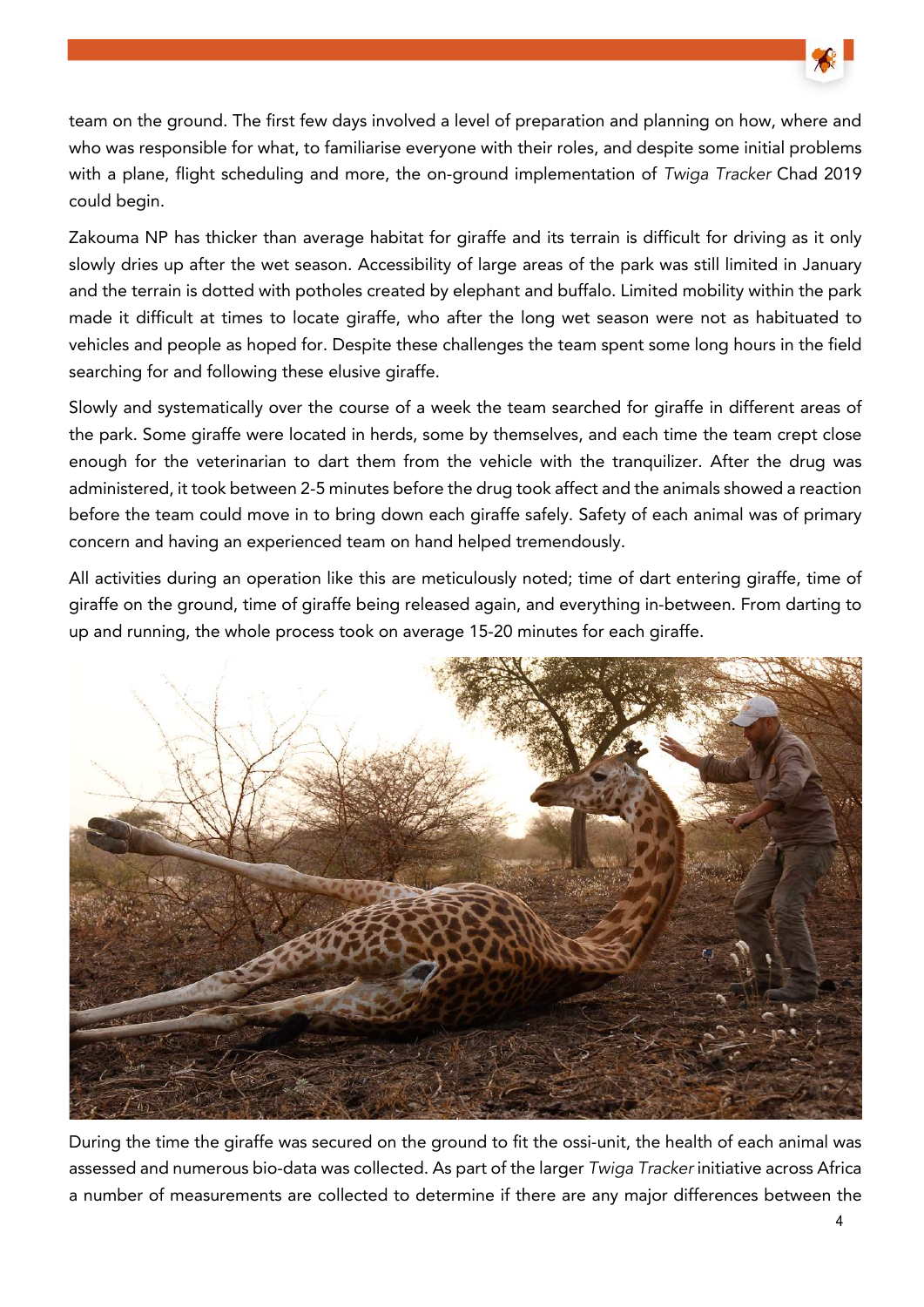team on the ground. The first few days involved a level of preparation and planning on how, where and who was responsible for what, to familiarise everyone with their roles, and despite some initial problems with a plane, flight scheduling and more, the on-ground implementation of *Twiga Tracker* Chad 2019 could begin.

Zakouma NP has thicker than average habitat for giraffe and its terrain is difficult for driving as it only slowly dries up after the wet season. Accessibility of large areas of the park was still limited in January and the terrain is dotted with potholes created by elephant and buffalo. Limited mobility within the park made it difficult at times to locate giraffe, who after the long wet season were not as habituated to vehicles and people as hoped for. Despite these challenges the team spent some long hours in the field searching for and following these elusive giraffe.

Slowly and systematically over the course of a week the team searched for giraffe in different areas of the park. Some giraffe were located in herds, some by themselves, and each time the team crept close enough for the veterinarian to dart them from the vehicle with the tranquilizer. After the drug was administered, it took between 2-5 minutes before the drug took affect and the animals showed a reaction before the team could move in to bring down each giraffe safely. Safety of each animal was of primary concern and having an experienced team on hand helped tremendously.

All activities during an operation like this are meticulously noted; time of dart entering giraffe, time of giraffe on the ground, time of giraffe being released again, and everything in-between. From darting to up and running, the whole process took on average 15-20 minutes for each giraffe.

During the time the giraffe was secured on the ground to fit the ossi-unit, the health of each animal was assessed and numerous bio-data was collected. As part of the larger *Twiga Tracker* initiative across Africa a number of measurements are collected to determine if there are any major differences between the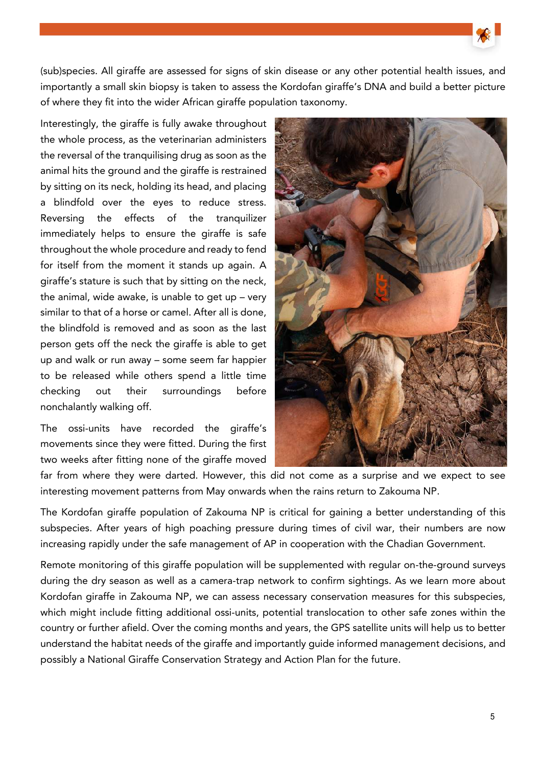(sub)species. All giraffe are assessed for signs of skin disease or any other potential health issues, and importantly a small skin biopsy is taken to assess the Kordofan giraffe's DNA and build a better picture of where they fit into the wider African giraffe population taxonomy.

Interestingly, the giraffe is fully awake throughout the whole process, as the veterinarian administers the reversal of the tranquilising drug as soon as the animal hits the ground and the giraffe is restrained by sitting on its neck, holding its head, and placing a blindfold over the eyes to reduce stress. Reversing the effects of the tranquilizer immediately helps to ensure the giraffe is safe throughout the whole procedure and ready to fend for itself from the moment it stands up again. A giraffe's stature is such that by sitting on the neck, the animal, wide awake, is unable to get up – very similar to that of a horse or camel. After all is done, the blindfold is removed and as soon as the last person gets off the neck the giraffe is able to get up and walk or run away – some seem far happier to be released while others spend a little time checking out their surroundings before nonchalantly walking off.

The ossi-units have recorded the giraffe's movements since they were fitted. During the first two weeks after fitting none of the giraffe moved far from where they were darted. However, this did not come as a surprise and we expect to see interesting movement patterns from May onwards when the rains return to Zakouma NP.

The Kordofan giraffe population of Zakouma NP is critical for gaining a better understanding of this subspecies. After years of high poaching pressure during times of civil war, their numbers are now increasing rapidly under the safe management of AP in cooperation with the Chadian Government.

Remote monitoring of this giraffe population will be supplemented with regular on-the-ground surveys during the dry season as well as a camera-trap network to confirm sightings. As we learn more about Kordofan giraffe in Zakouma NP, we can assess necessary conservation measures for this subspecies, which might include fitting additional ossi-units, potential translocation to other safe zones within the country or further afield. Over the coming months and years, the GPS satellite units will help us to better understand the habitat needs of the giraffe and importantly guide informed management decisions, and possibly a National Giraffe Conservation Strategy and Action Plan for the future.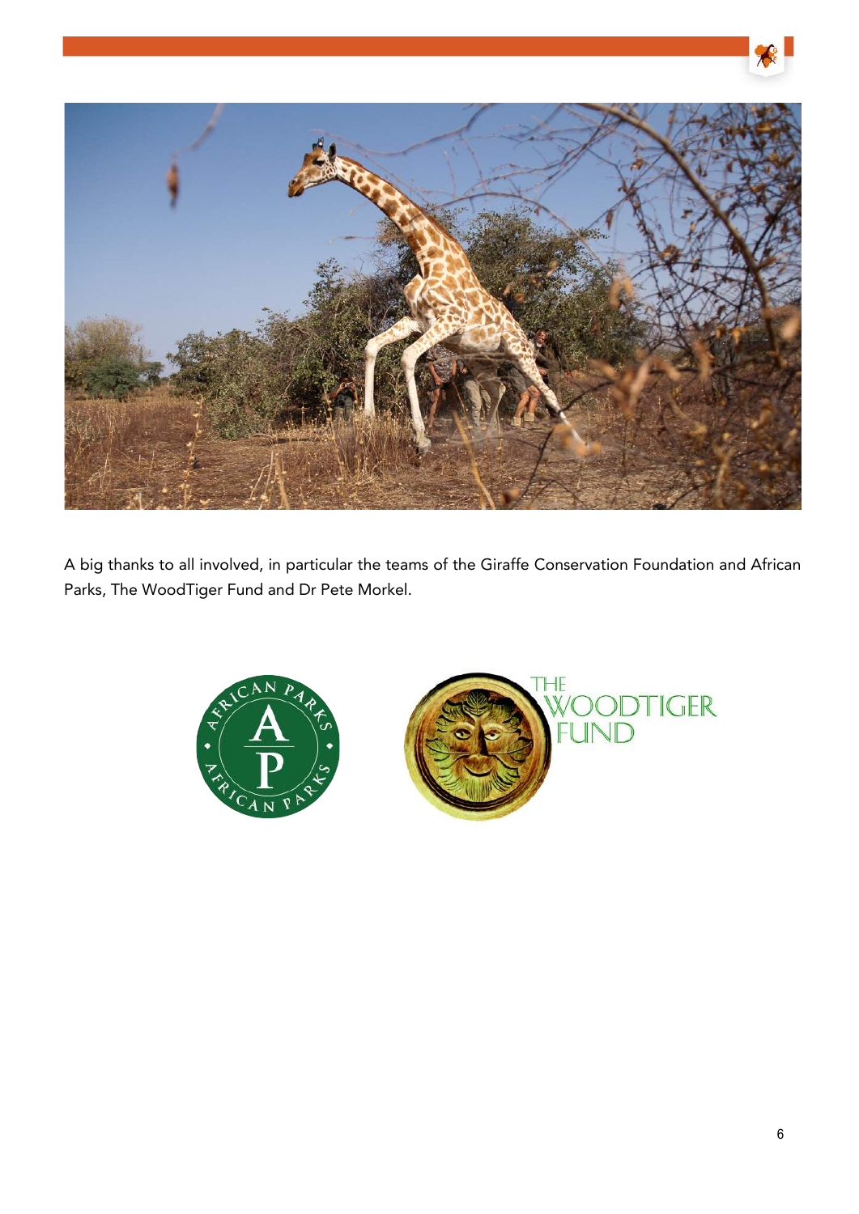A big thanks to all involved, in particular the teams of the Giraffe Conservation Foundation and African Parks, The WoodTiger Fund and Dr Pete Morkel.